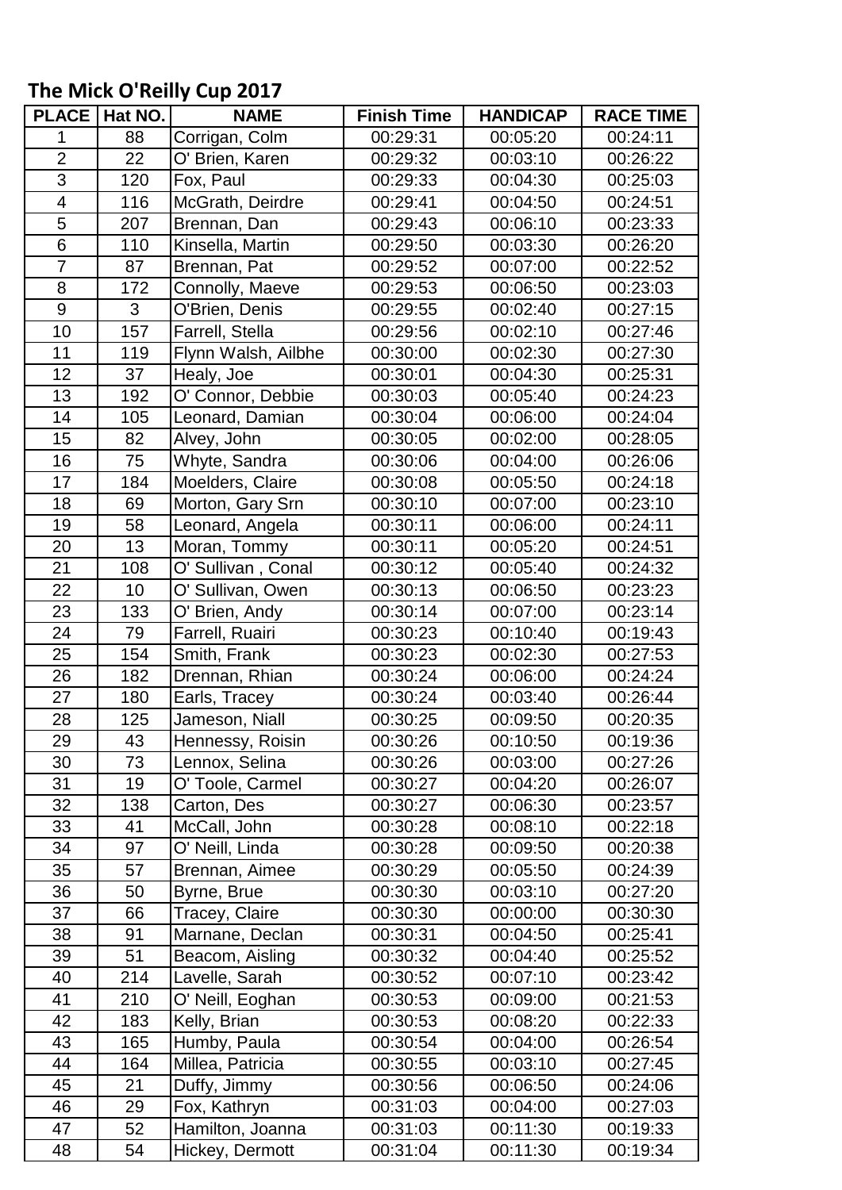# The Mick O'Reilly Cup 2017

| PLACE | Hat NO. | NAME | Finish Time | HANDICAP | RACE TIME |
|---|---|---|---|---|---|
| 1 | 88 | Corrigan, Colm | 00:29:31 | 00:05:20 | 00:24:11 |
| 2 | 22 | O' Brien, Karen | 00:29:32 | 00:03:10 | 00:26:22 |
| 3 | 120 | Fox, Paul | 00:29:33 | 00:04:30 | 00:25:03 |
| 4 | 116 | McGrath, Deirdre | 00:29:41 | 00:04:50 | 00:24:51 |
| 5 | 207 | Brennan, Dan | 00:29:43 | 00:06:10 | 00:23:33 |
| 6 | 110 | Kinsella, Martin | 00:29:50 | 00:03:30 | 00:26:20 |
| 7 | 87 | Brennan, Pat | 00:29:52 | 00:07:00 | 00:22:52 |
| 8 | 172 | Connolly, Maeve | 00:29:53 | 00:06:50 | 00:23:03 |
| 9 | 3 | O'Brien, Denis | 00:29:55 | 00:02:40 | 00:27:15 |
| 10 | 157 | Farrell, Stella | 00:29:56 | 00:02:10 | 00:27:46 |
| 11 | 119 | Flynn Walsh, Ailbhe | 00:30:00 | 00:02:30 | 00:27:30 |
| 12 | 37 | Healy, Joe | 00:30:01 | 00:04:30 | 00:25:31 |
| 13 | 192 | O' Connor, Debbie | 00:30:03 | 00:05:40 | 00:24:23 |
| 14 | 105 | Leonard, Damian | 00:30:04 | 00:06:00 | 00:24:04 |
| 15 | 82 | Alvey, John | 00:30:05 | 00:02:00 | 00:28:05 |
| 16 | 75 | Whyte, Sandra | 00:30:06 | 00:04:00 | 00:26:06 |
| 17 | 184 | Moelders, Claire | 00:30:08 | 00:05:50 | 00:24:18 |
| 18 | 69 | Morton, Gary Srn | 00:30:10 | 00:07:00 | 00:23:10 |
| 19 | 58 | Leonard, Angela | 00:30:11 | 00:06:00 | 00:24:11 |
| 20 | 13 | Moran, Tommy | 00:30:11 | 00:05:20 | 00:24:51 |
| 21 | 108 | O' Sullivan , Conal | 00:30:12 | 00:05:40 | 00:24:32 |
| 22 | 10 | O' Sullivan, Owen | 00:30:13 | 00:06:50 | 00:23:23 |
| 23 | 133 | O' Brien, Andy | 00:30:14 | 00:07:00 | 00:23:14 |
| 24 | 79 | Farrell, Ruairi | 00:30:23 | 00:10:40 | 00:19:43 |
| 25 | 154 | Smith, Frank | 00:30:23 | 00:02:30 | 00:27:53 |
| 26 | 182 | Drennan, Rhian | 00:30:24 | 00:06:00 | 00:24:24 |
| 27 | 180 | Earls, Tracey | 00:30:24 | 00:03:40 | 00:26:44 |
| 28 | 125 | Jameson, Niall | 00:30:25 | 00:09:50 | 00:20:35 |
| 29 | 43 | Hennessy, Roisin | 00:30:26 | 00:10:50 | 00:19:36 |
| 30 | 73 | Lennox, Selina | 00:30:26 | 00:03:00 | 00:27:26 |
| 31 | 19 | O' Toole, Carmel | 00:30:27 | 00:04:20 | 00:26:07 |
| 32 | 138 | Carton, Des | 00:30:27 | 00:06:30 | 00:23:57 |
| 33 | 41 | McCall, John | 00:30:28 | 00:08:10 | 00:22:18 |
| 34 | 97 | O' Neill, Linda | 00:30:28 | 00:09:50 | 00:20:38 |
| 35 | 57 | Brennan, Aimee | 00:30:29 | 00:05:50 | 00:24:39 |
| 36 | 50 | Byrne, Brue | 00:30:30 | 00:03:10 | 00:27:20 |
| 37 | 66 | Tracey, Claire | 00:30:30 | 00:00:00 | 00:30:30 |
| 38 | 91 | Marnane, Declan | 00:30:31 | 00:04:50 | 00:25:41 |
| 39 | 51 | Beacom, Aisling | 00:30:32 | 00:04:40 | 00:25:52 |
| 40 | 214 | Lavelle, Sarah | 00:30:52 | 00:07:10 | 00:23:42 |
| 41 | 210 | O' Neill, Eoghan | 00:30:53 | 00:09:00 | 00:21:53 |
| 42 | 183 | Kelly, Brian | 00:30:53 | 00:08:20 | 00:22:33 |
| 43 | 165 | Humby, Paula | 00:30:54 | 00:04:00 | 00:26:54 |
| 44 | 164 | Millea, Patricia | 00:30:55 | 00:03:10 | 00:27:45 |
| 45 | 21 | Duffy, Jimmy | 00:30:56 | 00:06:50 | 00:24:06 |
| 46 | 29 | Fox, Kathryn | 00:31:03 | 00:04:00 | 00:27:03 |
| 47 | 52 | Hamilton, Joanna | 00:31:03 | 00:11:30 | 00:19:33 |
| 48 | 54 | Hickey, Dermott | 00:31:04 | 00:11:30 | 00:19:34 |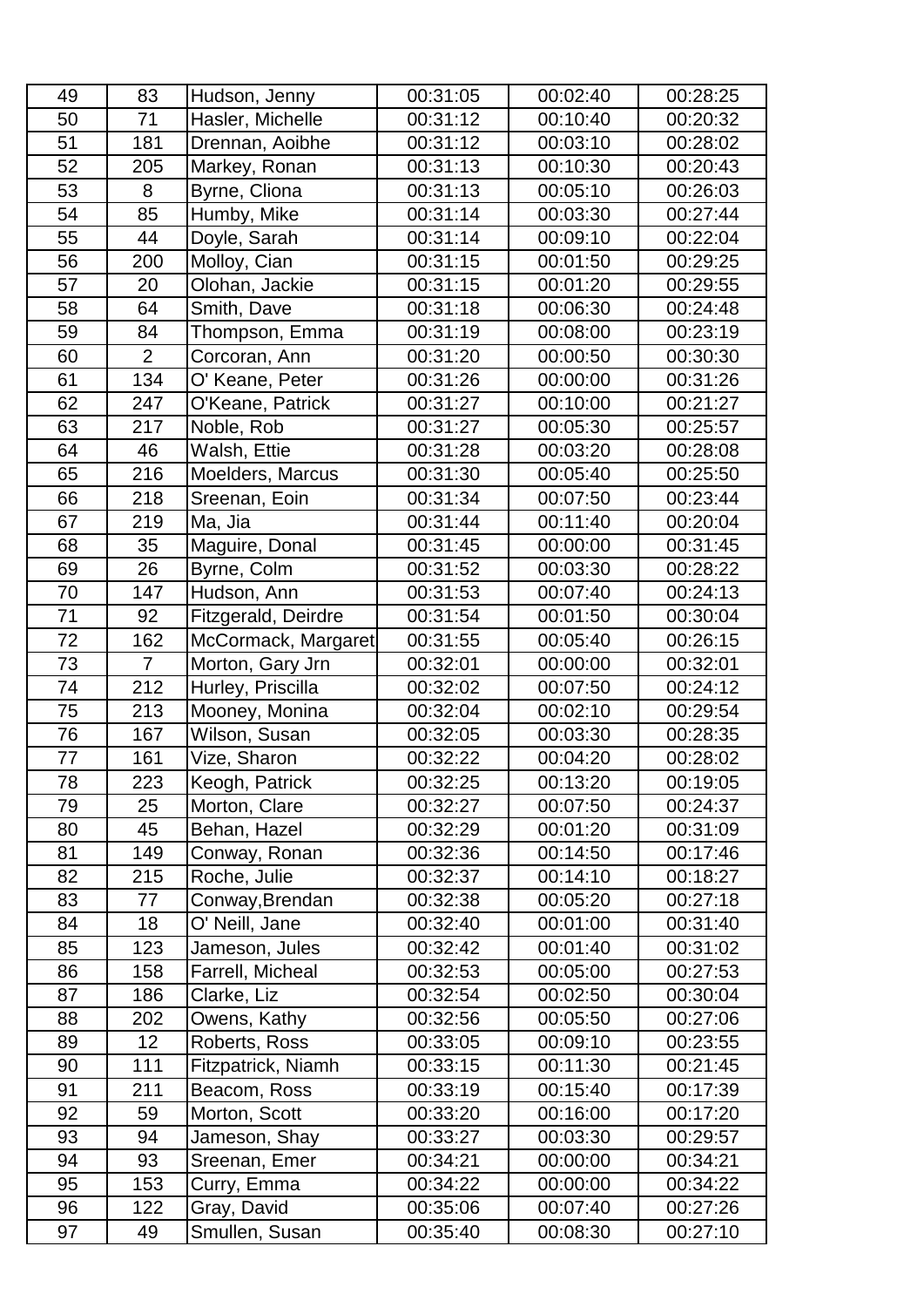| | | | | | |
|---|---|---|---|---|---|
| 49 | 83 | Hudson, Jenny | 00:31:05 | 00:02:40 | 00:28:25 |
| 50 | 71 | Hasler, Michelle | 00:31:12 | 00:10:40 | 00:20:32 |
| 51 | 181 | Drennan, Aoibhe | 00:31:12 | 00:03:10 | 00:28:02 |
| 52 | 205 | Markey, Ronan | 00:31:13 | 00:10:30 | 00:20:43 |
| 53 | 8 | Byrne, Cliona | 00:31:13 | 00:05:10 | 00:26:03 |
| 54 | 85 | Humby, Mike | 00:31:14 | 00:03:30 | 00:27:44 |
| 55 | 44 | Doyle, Sarah | 00:31:14 | 00:09:10 | 00:22:04 |
| 56 | 200 | Molloy, Cian | 00:31:15 | 00:01:50 | 00:29:25 |
| 57 | 20 | Olohan, Jackie | 00:31:15 | 00:01:20 | 00:29:55 |
| 58 | 64 | Smith, Dave | 00:31:18 | 00:06:30 | 00:24:48 |
| 59 | 84 | Thompson, Emma | 00:31:19 | 00:08:00 | 00:23:19 |
| 60 | 2 | Corcoran, Ann | 00:31:20 | 00:00:50 | 00:30:30 |
| 61 | 134 | O' Keane, Peter | 00:31:26 | 00:00:00 | 00:31:26 |
| 62 | 247 | O'Keane, Patrick | 00:31:27 | 00:10:00 | 00:21:27 |
| 63 | 217 | Noble, Rob | 00:31:27 | 00:05:30 | 00:25:57 |
| 64 | 46 | Walsh, Ettie | 00:31:28 | 00:03:20 | 00:28:08 |
| 65 | 216 | Moelders, Marcus | 00:31:30 | 00:05:40 | 00:25:50 |
| 66 | 218 | Sreenan, Eoin | 00:31:34 | 00:07:50 | 00:23:44 |
| 67 | 219 | Ma, Jia | 00:31:44 | 00:11:40 | 00:20:04 |
| 68 | 35 | Maguire, Donal | 00:31:45 | 00:00:00 | 00:31:45 |
| 69 | 26 | Byrne, Colm | 00:31:52 | 00:03:30 | 00:28:22 |
| 70 | 147 | Hudson, Ann | 00:31:53 | 00:07:40 | 00:24:13 |
| 71 | 92 | Fitzgerald, Deirdre | 00:31:54 | 00:01:50 | 00:30:04 |
| 72 | 162 | McCormack, Margaret | 00:31:55 | 00:05:40 | 00:26:15 |
| 73 | 7 | Morton, Gary Jrn | 00:32:01 | 00:00:00 | 00:32:01 |
| 74 | 212 | Hurley, Priscilla | 00:32:02 | 00:07:50 | 00:24:12 |
| 75 | 213 | Mooney, Monina | 00:32:04 | 00:02:10 | 00:29:54 |
| 76 | 167 | Wilson, Susan | 00:32:05 | 00:03:30 | 00:28:35 |
| 77 | 161 | Vize, Sharon | 00:32:22 | 00:04:20 | 00:28:02 |
| 78 | 223 | Keogh, Patrick | 00:32:25 | 00:13:20 | 00:19:05 |
| 79 | 25 | Morton, Clare | 00:32:27 | 00:07:50 | 00:24:37 |
| 80 | 45 | Behan, Hazel | 00:32:29 | 00:01:20 | 00:31:09 |
| 81 | 149 | Conway, Ronan | 00:32:36 | 00:14:50 | 00:17:46 |
| 82 | 215 | Roche, Julie | 00:32:37 | 00:14:10 | 00:18:27 |
| 83 | 77 | Conway,Brendan | 00:32:38 | 00:05:20 | 00:27:18 |
| 84 | 18 | O' Neill, Jane | 00:32:40 | 00:01:00 | 00:31:40 |
| 85 | 123 | Jameson, Jules | 00:32:42 | 00:01:40 | 00:31:02 |
| 86 | 158 | Farrell, Micheal | 00:32:53 | 00:05:00 | 00:27:53 |
| 87 | 186 | Clarke, Liz | 00:32:54 | 00:02:50 | 00:30:04 |
| 88 | 202 | Owens, Kathy | 00:32:56 | 00:05:50 | 00:27:06 |
| 89 | 12 | Roberts, Ross | 00:33:05 | 00:09:10 | 00:23:55 |
| 90 | 111 | Fitzpatrick, Niamh | 00:33:15 | 00:11:30 | 00:21:45 |
| 91 | 211 | Beacom, Ross | 00:33:19 | 00:15:40 | 00:17:39 |
| 92 | 59 | Morton, Scott | 00:33:20 | 00:16:00 | 00:17:20 |
| 93 | 94 | Jameson, Shay | 00:33:27 | 00:03:30 | 00:29:57 |
| 94 | 93 | Sreenan, Emer | 00:34:21 | 00:00:00 | 00:34:21 |
| 95 | 153 | Curry, Emma | 00:34:22 | 00:00:00 | 00:34:22 |
| 96 | 122 | Gray, David | 00:35:06 | 00:07:40 | 00:27:26 |
| 97 | 49 | Smullen, Susan | 00:35:40 | 00:08:30 | 00:27:10 |